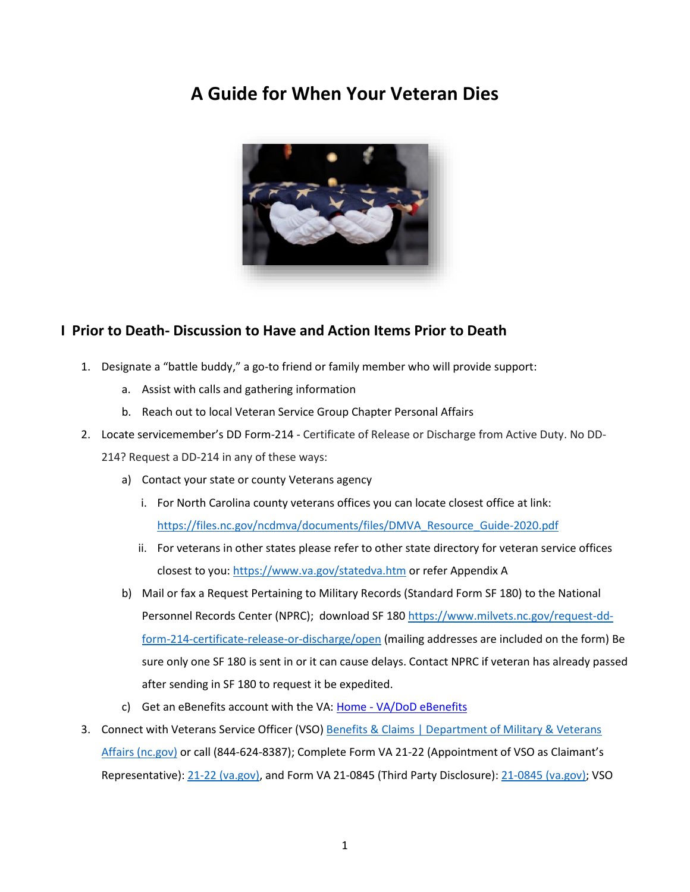# A Guide for When Your Veteran Dies

## I Prior to Death- Discussion to Have and Action Items Prior to Death

1. Designate a "battle buddy," a go-to friend or family member who will provide support:
   a. Assist with calls and gathering information
   b. Reach out to local Veteran Service Group Chapter Personal Affairs
2. Locate servicemember's DD Form-214 - Certificate of Release or Discharge from Active Duty. No DD-214? Request a DD-214 in any of these ways:
   a) Contact your state or county Veterans agency
      i. For North Carolina county veterans offices you can locate closest office at link: https://files.nc.gov/ncdmva/documents/files/DMVA_Resource_Guide-2020.pdf
      ii. For veterans in other states please refer to other state directory for veteran service offices closest to you: https://www.va.gov/statedva.htm or refer Appendix A
   b) Mail or fax a Request Pertaining to Military Records (Standard Form SF 180) to the National Personnel Records Center (NPRC); download SF 180 https://www.milvets.nc.gov/request-dd-form-214-certificate-release-or-discharge/open (mailing addresses are included on the form) Be sure only one SF 180 is sent in or it can cause delays. Contact NPRC if veteran has already passed after sending in SF 180 to request it be expedited.
   c) Get an eBenefits account with the VA: Home - VA/DoD eBenefits
3. Connect with Veterans Service Officer (VSO) Benefits & Claims | Department of Military & Veterans Affairs (nc.gov) or call (844-624-8387); Complete Form VA 21-22 (Appointment of VSO as Claimant's Representative): 21-22 (va.gov), and Form VA 21-0845 (Third Party Disclosure): 21-0845 (va.gov); VSO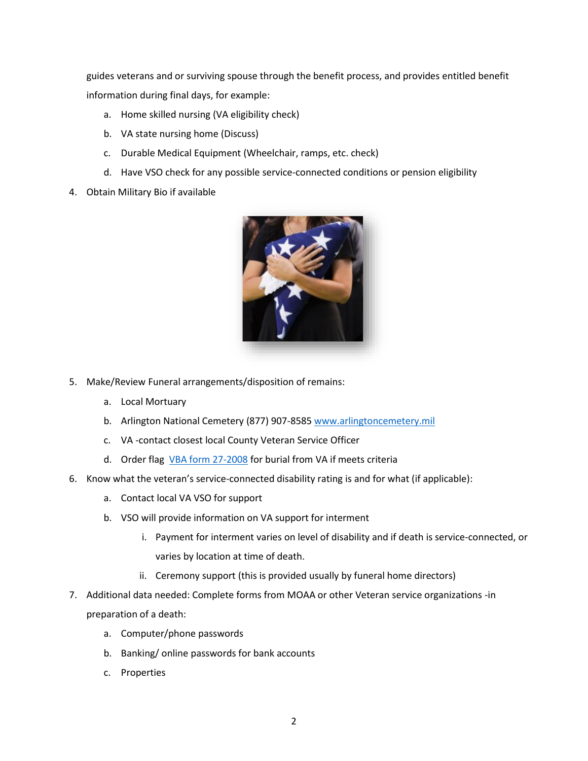guides veterans and or surviving spouse through the benefit process, and provides entitled benefit information during final days, for example:

   a. Home skilled nursing (VA eligibility check)
   b. VA state nursing home (Discuss)
   c. Durable Medical Equipment (Wheelchair, ramps, etc. check)
   d. Have VSO check for any possible service-connected conditions or pension eligibility

4. Obtain Military Bio if available

5. Make/Review Funeral arrangements/disposition of remains:
   a. Local Mortuary
   b. Arlington National Cemetery (877) 907-8585 [www.arlingtoncemetery.mil](www.arlingtoncemetery.mil)
   c. VA -contact closest local County Veteran Service Officer
   d. Order flag [VBA form 27-2008]() for burial from VA if meets criteria

6. Know what the veteran's service-connected disability rating is and for what (if applicable):
   a. Contact local VA VSO for support
   b. VSO will provide information on VA support for interment
      i. Payment for interment varies on level of disability and if death is service-connected, or varies by location at time of death.
      ii. Ceremony support (this is provided usually by funeral home directors)

7. Additional data needed: Complete forms from MOAA or other Veteran service organizations -in preparation of a death:
   a. Computer/phone passwords
   b. Banking/ online passwords for bank accounts
   c. Properties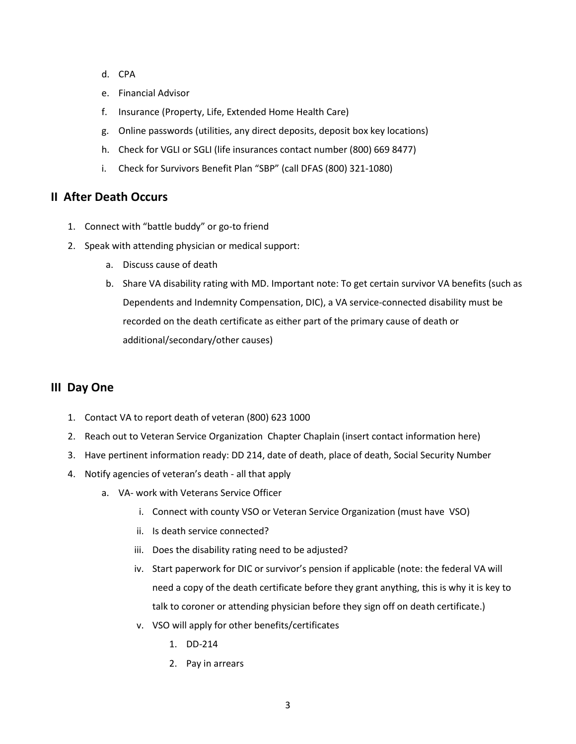d. CPA
e. Financial Advisor
f. Insurance (Property, Life, Extended Home Health Care)
g. Online passwords (utilities, any direct deposits, deposit box key locations)
h. Check for VGLI or SGLI (life insurances contact number (800) 669 8477)
i. Check for Survivors Benefit Plan "SBP" (call DFAS (800) 321-1080)

## II After Death Occurs

1. Connect with "battle buddy" or go-to friend
2. Speak with attending physician or medical support:
    a. Discuss cause of death
    b. Share VA disability rating with MD. Important note: To get certain survivor VA benefits (such as Dependents and Indemnity Compensation, DIC), a VA service-connected disability must be recorded on the death certificate as either part of the primary cause of death or additional/secondary/other causes)

## III Day One

1. Contact VA to report death of veteran (800) 623 1000
2. Reach out to Veteran Service Organization Chapter Chaplain (insert contact information here)
3. Have pertinent information ready: DD 214, date of death, place of death, Social Security Number
4. Notify agencies of veteran's death - all that apply
    a. VA- work with Veterans Service Officer
        i. Connect with county VSO or Veteran Service Organization (must have VSO)
        ii. Is death service connected?
        iii. Does the disability rating need to be adjusted?
        iv. Start paperwork for DIC or survivor's pension if applicable (note: the federal VA will need a copy of the death certificate before they grant anything, this is why it is key to talk to coroner or attending physician before they sign off on death certificate.)
        v. VSO will apply for other benefits/certificates
            1. DD-214
            2. Pay in arrears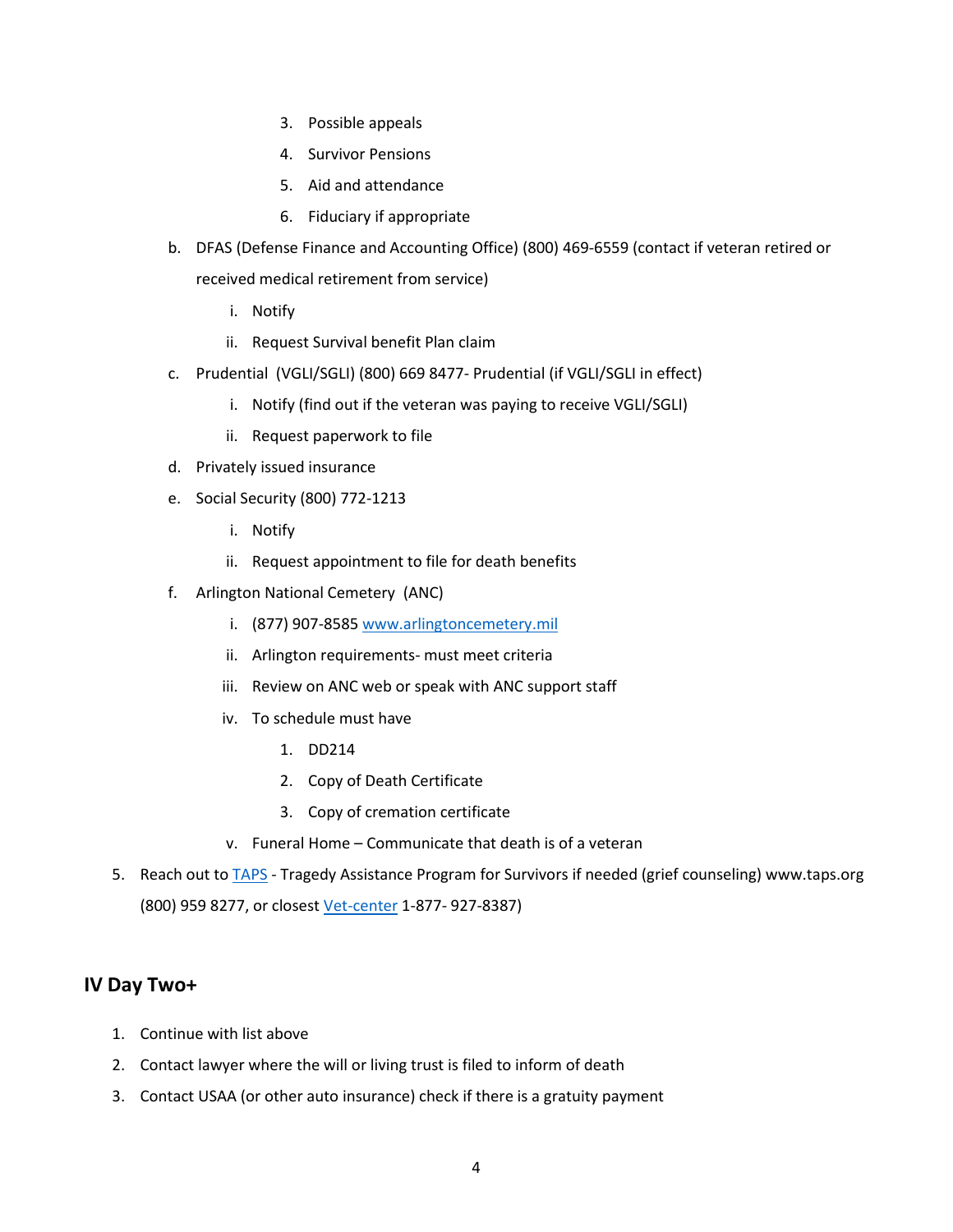3. Possible appeals
            4. Survivor Pensions
            5. Aid and attendance
            6. Fiduciary if appropriate

   b. DFAS (Defense Finance and Accounting Office) (800) 469-6559 (contact if veteran retired or received medical retirement from service)
      i. Notify
      ii. Request Survival benefit Plan claim
   c. Prudential (VGLI/SGLI) (800) 669 8477- Prudential (if VGLI/SGLI in effect)
      i. Notify (find out if the veteran was paying to receive VGLI/SGLI)
      ii. Request paperwork to file
   d. Privately issued insurance
   e. Social Security (800) 772-1213
      i. Notify
      ii. Request appointment to file for death benefits
   f. Arlington National Cemetery (ANC)
      i. (877) 907-8585 [www.arlingtoncemetery.mil](http://www.arlingtoncemetery.mil)
      ii. Arlington requirements- must meet criteria
      iii. Review on ANC web or speak with ANC support staff
      iv. To schedule must have
         1. DD214
         2. Copy of Death Certificate
         3. Copy of cremation certificate
      v. Funeral Home – Communicate that death is of a veteran

5. Reach out to TAPS - Tragedy Assistance Program for Survivors if needed (grief counseling) www.taps.org (800) 959 8277, or closest Vet-center 1-877- 927-8387)

## IV Day Two+

1. Continue with list above
2. Contact lawyer where the will or living trust is filed to inform of death
3. Contact USAA (or other auto insurance) check if there is a gratuity payment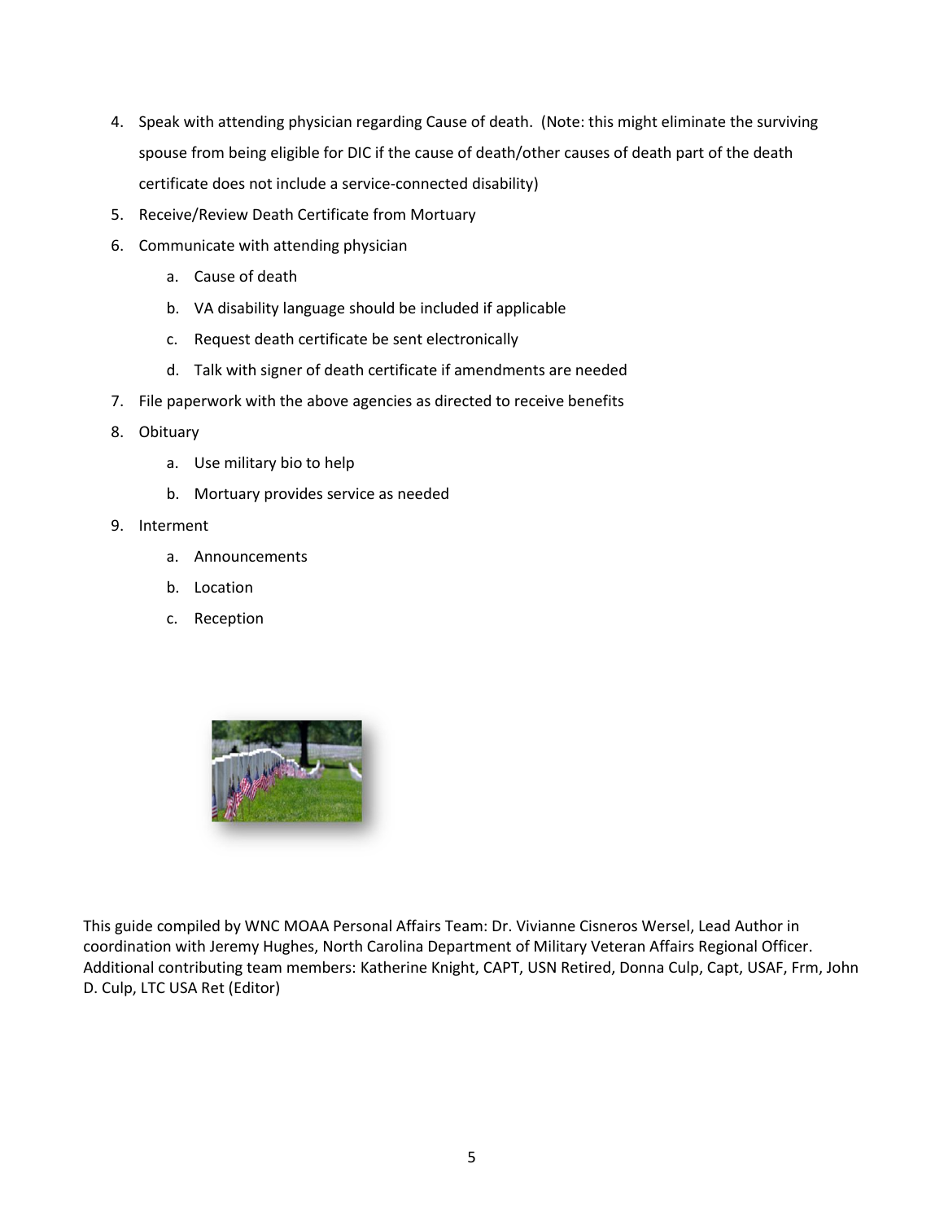4. Speak with attending physician regarding Cause of death. (Note: this might eliminate the surviving spouse from being eligible for DIC if the cause of death/other causes of death part of the death certificate does not include a service-connected disability)
5. Receive/Review Death Certificate from Mortuary
6. Communicate with attending physician
    a. Cause of death
    b. VA disability language should be included if applicable
    c. Request death certificate be sent electronically
    d. Talk with signer of death certificate if amendments are needed
7. File paperwork with the above agencies as directed to receive benefits
8. Obituary
    a. Use military bio to help
    b. Mortuary provides service as needed
9. Interment
    a. Announcements
    b. Location
    c. Reception

This guide compiled by WNC MOAA Personal Affairs Team: Dr. Vivianne Cisneros Wersel, Lead Author in coordination with Jeremy Hughes, North Carolina Department of Military Veteran Affairs Regional Officer. Additional contributing team members: Katherine Knight, CAPT, USN Retired, Donna Culp, Capt, USAF, Frm, John D. Culp, LTC USA Ret (Editor)